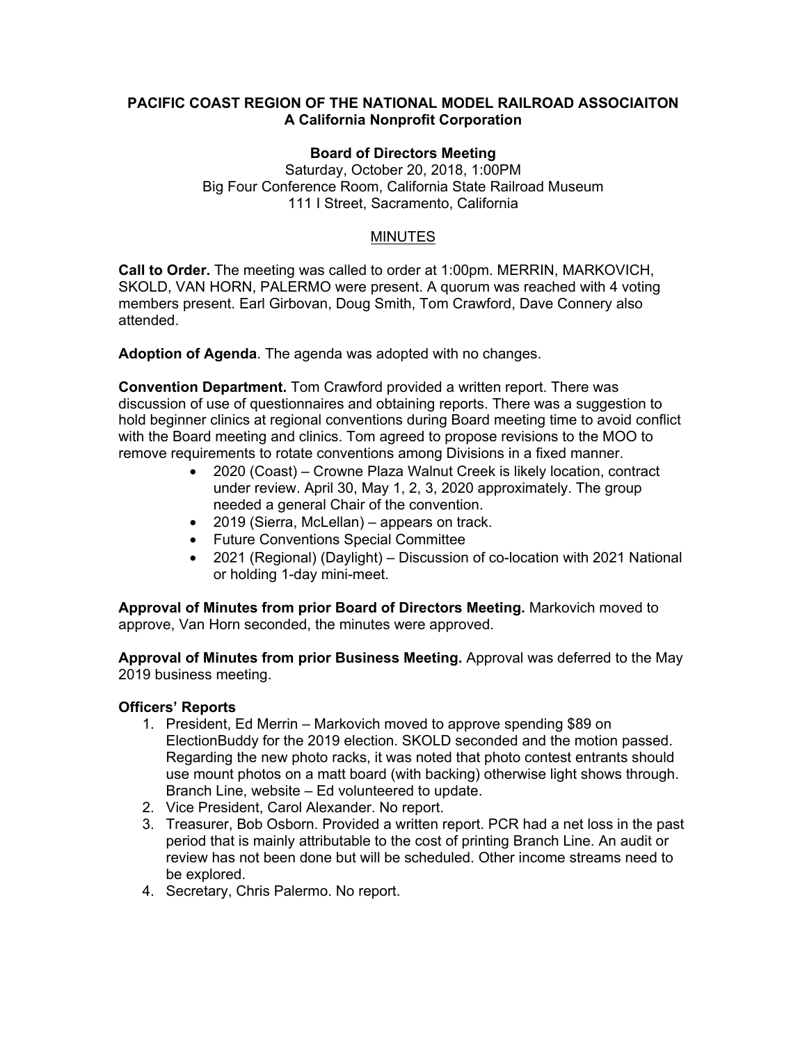**PACIFIC COAST REGION OF THE NATIONAL MODEL RAILROAD ASSOCIAITON**
**A California Nonprofit Corporation**

**Board of Directors Meeting**
Saturday, October 20, 2018, 1:00PM
Big Four Conference Room, California State Railroad Museum
111 I Street, Sacramento, California

MINUTES

**Call to Order.** The meeting was called to order at 1:00pm. MERRIN, MARKOVICH, SKOLD, VAN HORN, PALERMO were present. A quorum was reached with 4 voting members present. Earl Girbovan, Doug Smith, Tom Crawford, Dave Connery also attended.

**Adoption of Agenda**. The agenda was adopted with no changes.

**Convention Department.** Tom Crawford provided a written report. There was discussion of use of questionnaires and obtaining reports. There was a suggestion to hold beginner clinics at regional conventions during Board meeting time to avoid conflict with the Board meeting and clinics. Tom agreed to propose revisions to the MOO to remove requirements to rotate conventions among Divisions in a fixed manner.

- 2020 (Coast) – Crowne Plaza Walnut Creek is likely location, contract under review. April 30, May 1, 2, 3, 2020 approximately. The group needed a general Chair of the convention.
- 2019 (Sierra, McLellan) – appears on track.
- Future Conventions Special Committee
- 2021 (Regional) (Daylight) – Discussion of co-location with 2021 National or holding 1-day mini-meet.

**Approval of Minutes from prior Board of Directors Meeting.** Markovich moved to approve, Van Horn seconded, the minutes were approved.

**Approval of Minutes from prior Business Meeting.** Approval was deferred to the May 2019 business meeting.

**Officers' Reports**

1. President, Ed Merrin – Markovich moved to approve spending $89 on ElectionBuddy for the 2019 election. SKOLD seconded and the motion passed. Regarding the new photo racks, it was noted that photo contest entrants should use mount photos on a matt board (with backing) otherwise light shows through. Branch Line, website – Ed volunteered to update.
2. Vice President, Carol Alexander. No report.
3. Treasurer, Bob Osborn. Provided a written report. PCR had a net loss in the past period that is mainly attributable to the cost of printing Branch Line. An audit or review has not been done but will be scheduled. Other income streams need to be explored.
4. Secretary, Chris Palermo. No report.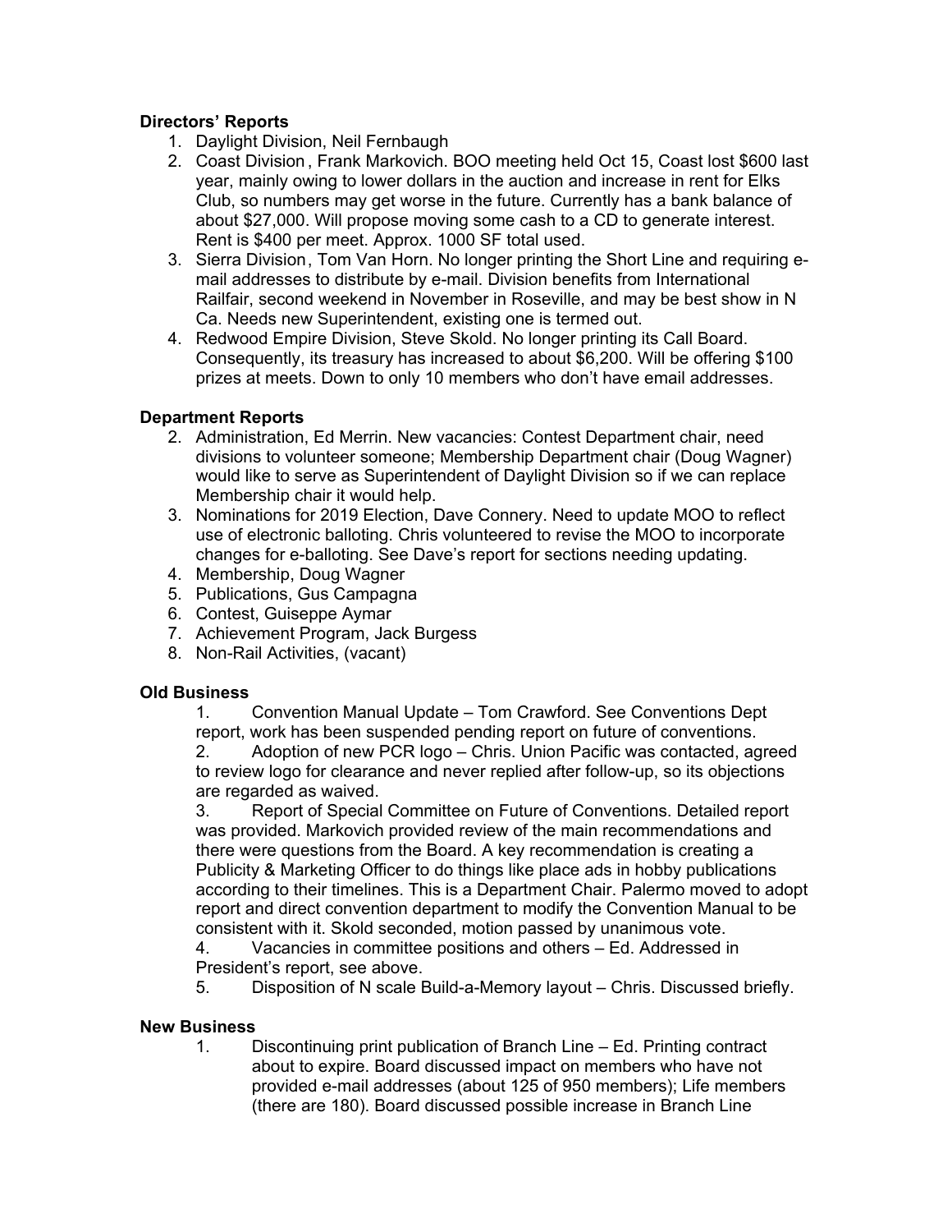**Directors' Reports**

1. Daylight Division, Neil Fernbaugh
2. Coast Division, Frank Markovich. BOO meeting held Oct 15, Coast lost $600 last year, mainly owing to lower dollars in the auction and increase in rent for Elks Club, so numbers may get worse in the future. Currently has a bank balance of about $27,000. Will propose moving some cash to a CD to generate interest. Rent is $400 per meet. Approx. 1000 SF total used.
3. Sierra Division, Tom Van Horn. No longer printing the Short Line and requiring e-mail addresses to distribute by e-mail. Division benefits from International Railfair, second weekend in November in Roseville, and may be best show in N Ca. Needs new Superintendent, existing one is termed out.
4. Redwood Empire Division, Steve Skold. No longer printing its Call Board. Consequently, its treasury has increased to about $6,200. Will be offering $100 prizes at meets. Down to only 10 members who don't have email addresses.

**Department Reports**

2. Administration, Ed Merrin. New vacancies: Contest Department chair, need divisions to volunteer someone; Membership Department chair (Doug Wagner) would like to serve as Superintendent of Daylight Division so if we can replace Membership chair it would help.
3. Nominations for 2019 Election, Dave Connery. Need to update MOO to reflect use of electronic balloting. Chris volunteered to revise the MOO to incorporate changes for e-balloting. See Dave's report for sections needing updating.
4. Membership, Doug Wagner
5. Publications, Gus Campagna
6. Contest, Guiseppe Aymar
7. Achievement Program, Jack Burgess
8. Non-Rail Activities, (vacant)

**Old Business**

1. Convention Manual Update – Tom Crawford. See Conventions Dept report, work has been suspended pending report on future of conventions.
2. Adoption of new PCR logo – Chris. Union Pacific was contacted, agreed to review logo for clearance and never replied after follow-up, so its objections are regarded as waived.
3. Report of Special Committee on Future of Conventions. Detailed report was provided. Markovich provided review of the main recommendations and there were questions from the Board. A key recommendation is creating a Publicity & Marketing Officer to do things like place ads in hobby publications according to their timelines. This is a Department Chair. Palermo moved to adopt report and direct convention department to modify the Convention Manual to be consistent with it. Skold seconded, motion passed by unanimous vote.
4. Vacancies in committee positions and others – Ed. Addressed in President's report, see above.
5. Disposition of N scale Build-a-Memory layout – Chris. Discussed briefly.

**New Business**

1. Discontinuing print publication of Branch Line – Ed. Printing contract about to expire. Board discussed impact on members who have not provided e-mail addresses (about 125 of 950 members); Life members (there are 180). Board discussed possible increase in Branch Line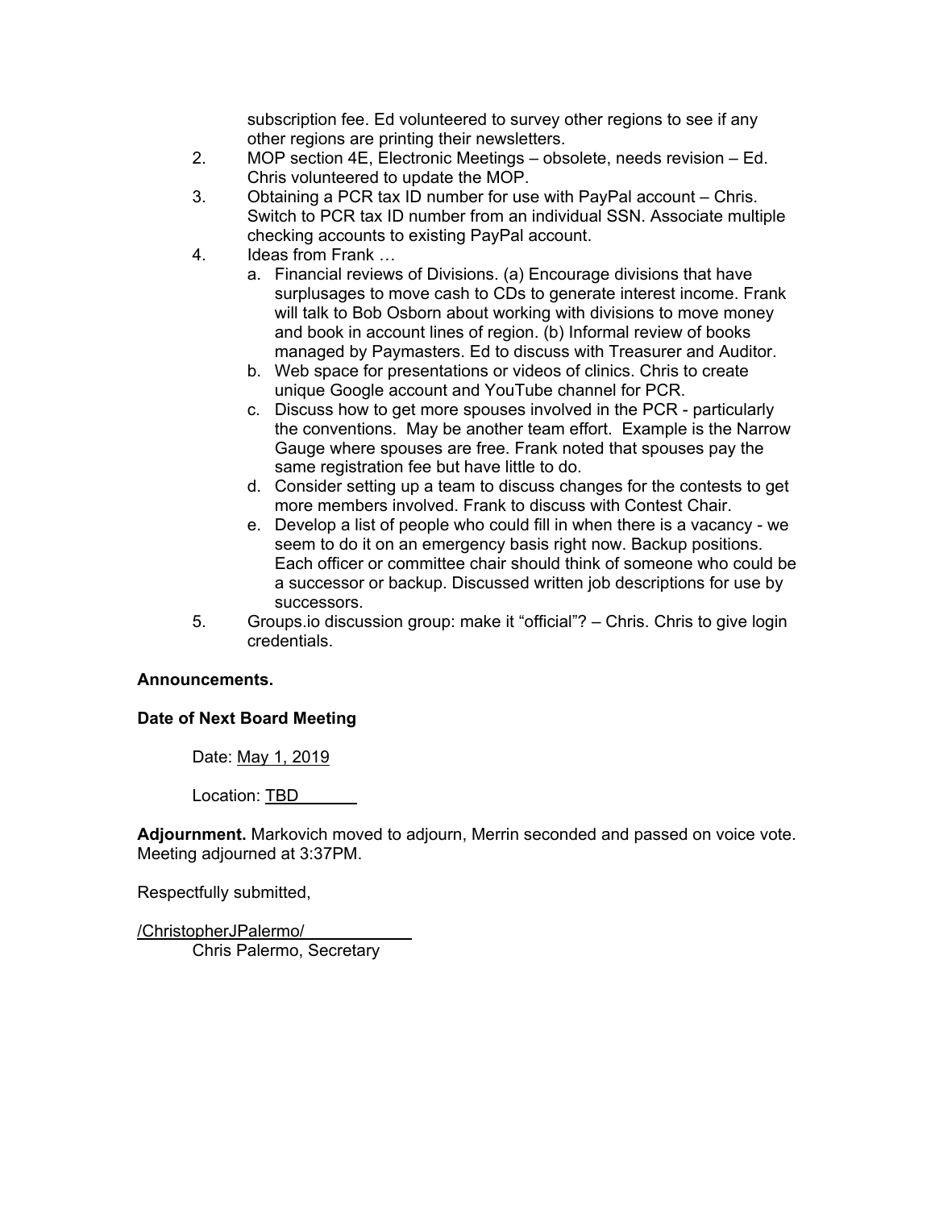subscription fee. Ed volunteered to survey other regions to see if any other regions are printing their newsletters.

2. MOP section 4E, Electronic Meetings – obsolete, needs revision – Ed. Chris volunteered to update the MOP.
3. Obtaining a PCR tax ID number for use with PayPal account – Chris. Switch to PCR tax ID number from an individual SSN. Associate multiple checking accounts to existing PayPal account.
4. Ideas from Frank …
   a. Financial reviews of Divisions. (a) Encourage divisions that have surplusages to move cash to CDs to generate interest income. Frank will talk to Bob Osborn about working with divisions to move money and book in account lines of region. (b) Informal review of books managed by Paymasters. Ed to discuss with Treasurer and Auditor.
   b. Web space for presentations or videos of clinics. Chris to create unique Google account and YouTube channel for PCR.
   c. Discuss how to get more spouses involved in the PCR - particularly the conventions. May be another team effort. Example is the Narrow Gauge where spouses are free. Frank noted that spouses pay the same registration fee but have little to do.
   d. Consider setting up a team to discuss changes for the contests to get more members involved. Frank to discuss with Contest Chair.
   e. Develop a list of people who could fill in when there is a vacancy - we seem to do it on an emergency basis right now. Backup positions. Each officer or committee chair should think of someone who could be a successor or backup. Discussed written job descriptions for use by successors.
5. Groups.io discussion group: make it “official”? – Chris. Chris to give login credentials.

**Announcements.**

**Date of Next Board Meeting**

Date: May 1, 2019

Location: TBD

**Adjournment.** Markovich moved to adjourn, Merrin seconded and passed on voice vote. Meeting adjourned at 3:37PM.

Respectfully submitted,

/ChristopherJPalermo/

Chris Palermo, Secretary